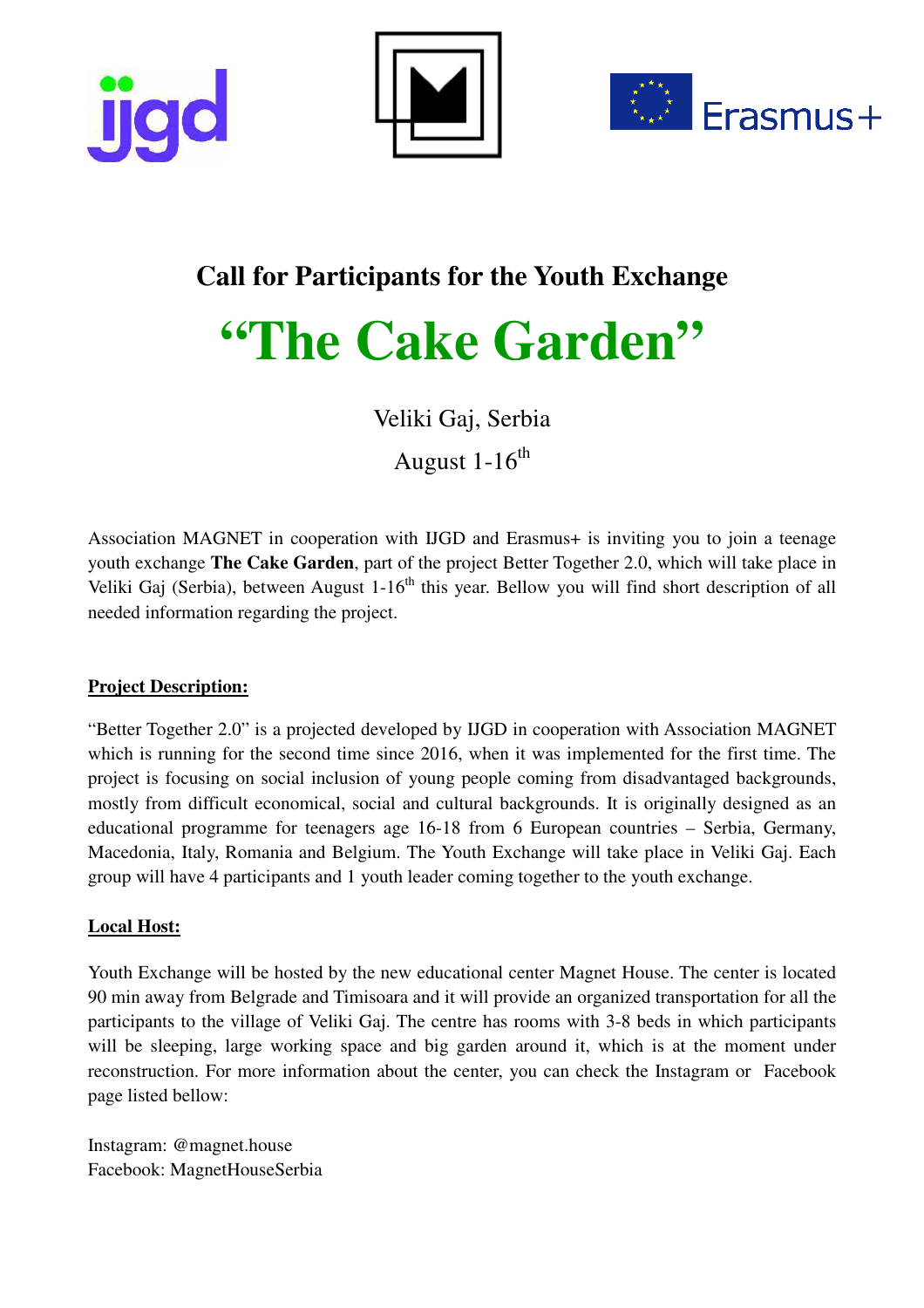# Call for Participants for the Youth Exchange

# "The Cake Garden"

Veliki Gaj, Serbia

August 1-16th

Association MAGNET in cooperation with IJGD and Erasmus+ is inviting you to join a teenage youth exchange **The Cake Garden**, part of the project Better Together 2.0, which will take place in Veliki Gaj (Serbia), between August 1-16th this year. Bellow you will find short description of all needed information regarding the project.

**Project Description:**

"Better Together 2.0" is a projected developed by IJGD in cooperation with Association MAGNET which is running for the second time since 2016, when it was implemented for the first time. The project is focusing on social inclusion of young people coming from disadvantaged backgrounds, mostly from difficult economical, social and cultural backgrounds. It is originally designed as an educational programme for teenagers age 16-18 from 6 European countries – Serbia, Germany, Macedonia, Italy, Romania and Belgium. The Youth Exchange will take place in Veliki Gaj. Each group will have 4 participants and 1 youth leader coming together to the youth exchange.

**Local Host:**

Youth Exchange will be hosted by the new educational center Magnet House. The center is located 90 min away from Belgrade and Timisoara and it will provide an organized transportation for all the participants to the village of Veliki Gaj. The centre has rooms with 3-8 beds in which participants will be sleeping, large working space and big garden around it, which is at the moment under reconstruction. For more information about the center, you can check the Instagram or Facebook page listed bellow:

Instagram: @magnet.house
Facebook: MagnetHouseSerbia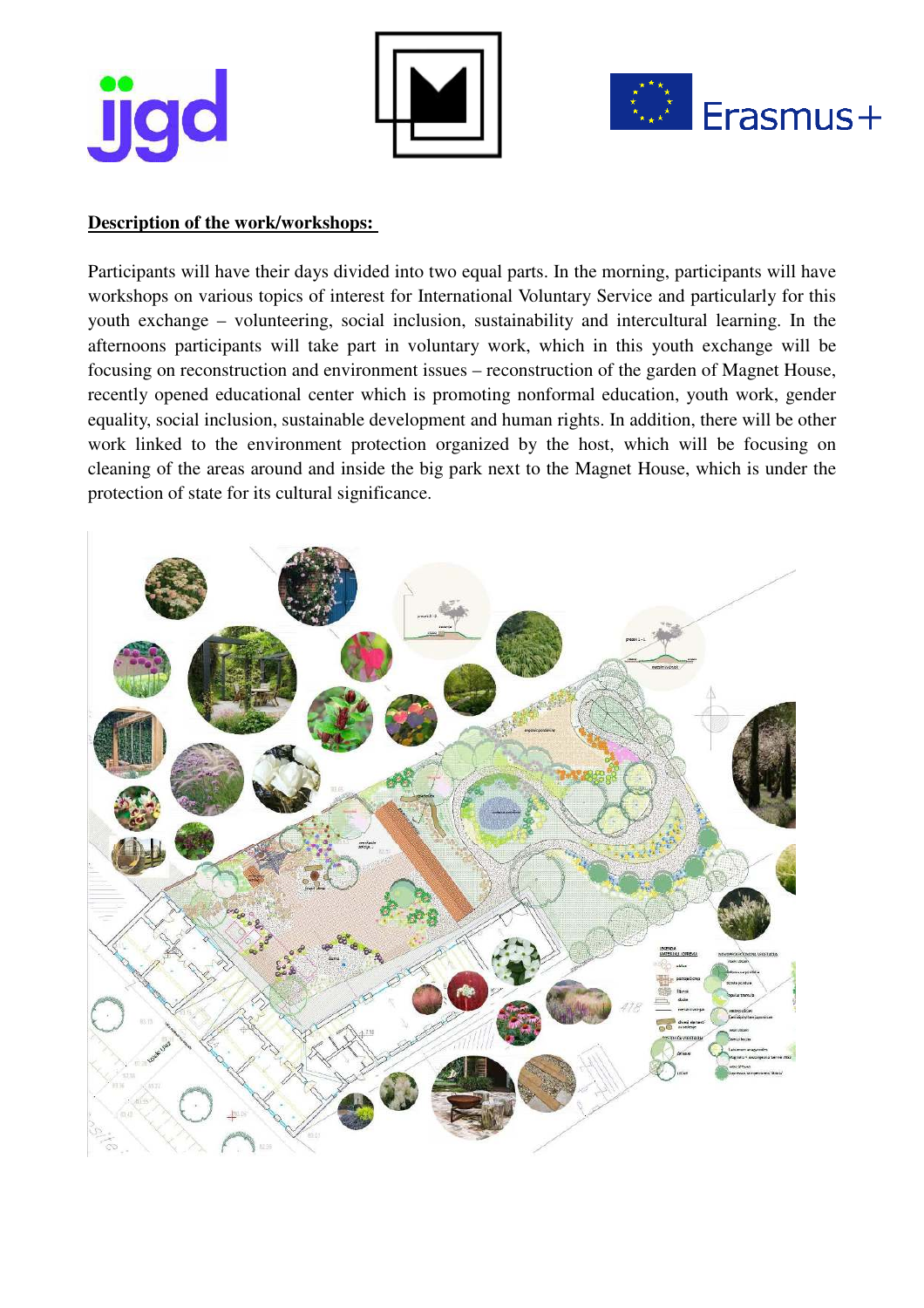**Description of the work/workshops:**

Participants will have their days divided into two equal parts. In the morning, participants will have workshops on various topics of interest for International Voluntary Service and particularly for this youth exchange – volunteering, social inclusion, sustainability and intercultural learning. In the afternoons participants will take part in voluntary work, which in this youth exchange will be focusing on reconstruction and environment issues – reconstruction of the garden of Magnet House, recently opened educational center which is promoting nonformal education, youth work, gender equality, social inclusion, sustainable development and human rights. In addition, there will be other work linked to the environment protection organized by the host, which will be focusing on cleaning of the areas around and inside the big park next to the Magnet House, which is under the protection of state for its cultural significance.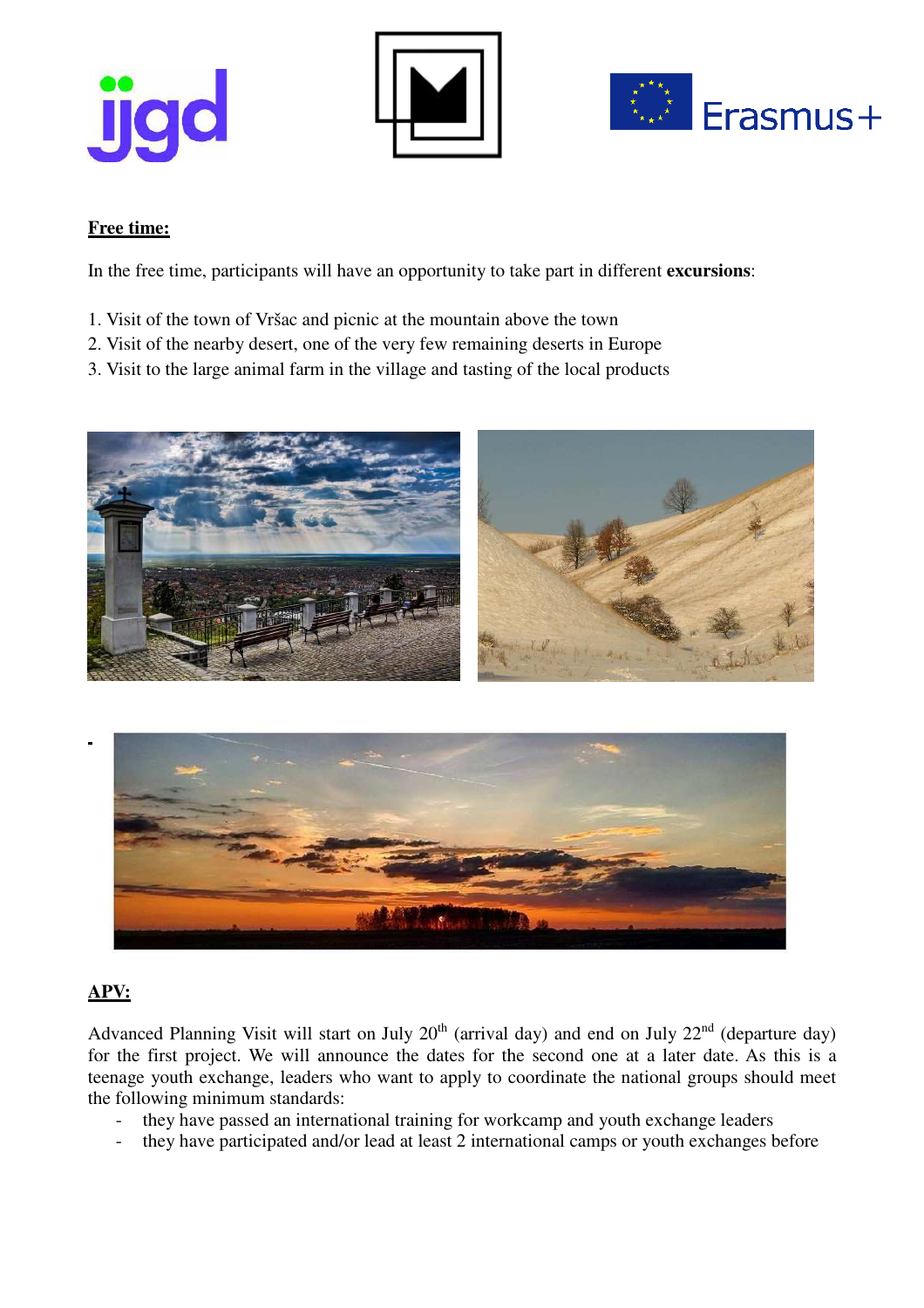**Free time:**

In the free time, participants will have an opportunity to take part in different **excursions**:

1. Visit of the town of Vršac and picnic at the mountain above the town
2. Visit of the nearby desert, one of the very few remaining deserts in Europe
3. Visit to the large animal farm in the village and tasting of the local products

**APV:**

Advanced Planning Visit will start on July 20th (arrival day) and end on July 22nd (departure day) for the first project. We will announce the dates for the second one at a later date. As this is a teenage youth exchange, leaders who want to apply to coordinate the national groups should meet the following minimum standards:

- they have passed an international training for workcamp and youth exchange leaders
- they have participated and/or lead at least 2 international camps or youth exchanges before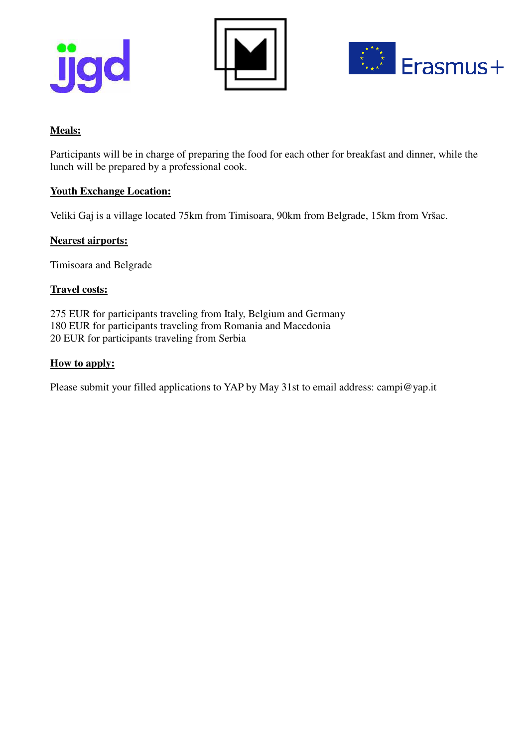**Meals:**

Participants will be in charge of preparing the food for each other for breakfast and dinner, while the lunch will be prepared by a professional cook.

**Youth Exchange Location:**

Veliki Gaj is a village located 75km from Timisoara, 90km from Belgrade, 15km from Vršac.

**Nearest airports:**

Timisoara and Belgrade

**Travel costs:**

275 EUR for participants traveling from Italy, Belgium and Germany
180 EUR for participants traveling from Romania and Macedonia
20 EUR for participants traveling from Serbia

**How to apply:**

Please submit your filled applications to YAP by May 31st to email address: campi@yap.it